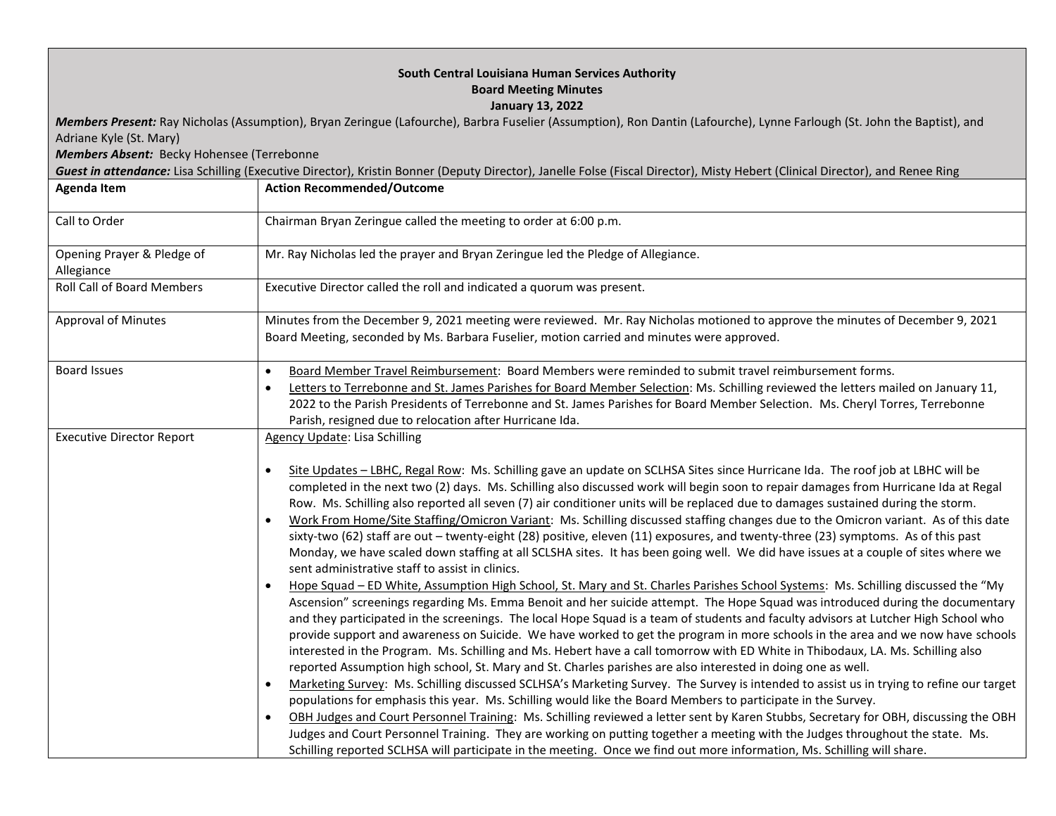**South Central Louisiana Human Services Authority**
**Board Meeting Minutes**
**January 13, 2022**

***Members Present:*** Ray Nicholas (Assumption), Bryan Zeringue (Lafourche), Barbra Fuselier (Assumption), Ron Dantin (Lafourche), Lynne Farlough (St. John the Baptist), and Adriane Kyle (St. Mary)
***Members Absent:*** Becky Hohensee (Terrebonne
***Guest in attendance:*** Lisa Schilling (Executive Director), Kristin Bonner (Deputy Director), Janelle Folse (Fiscal Director), Misty Hebert (Clinical Director), and Renee Ring

| Agenda Item | Action Recommended/Outcome |
|---|---|
| Call to Order | Chairman Bryan Zeringue called the meeting to order at 6:00 p.m. |
| Opening Prayer & Pledge of Allegiance | Mr. Ray Nicholas led the prayer and Bryan Zeringue led the Pledge of Allegiance. |
| Roll Call of Board Members | Executive Director called the roll and indicated a quorum was present. |
| Approval of Minutes | Minutes from the December 9, 2021 meeting were reviewed. Mr. Ray Nicholas motioned to approve the minutes of December 9, 2021 Board Meeting, seconded by Ms. Barbara Fuselier, motion carried and minutes were approved. |
| Board Issues | • <u>Board Member Travel Reimbursement</u>: Board Members were reminded to submit travel reimbursement forms.<br>• <u>Letters to Terrebonne and St. James Parishes for Board Member Selection</u>: Ms. Schilling reviewed the letters mailed on January 11, 2022 to the Parish Presidents of Terrebonne and St. James Parishes for Board Member Selection. Ms. Cheryl Torres, Terrebonne Parish, resigned due to relocation after Hurricane Ida. |
| Executive Director Report | <u>Agency Update</u>: Lisa Schilling<br><br>• <u>Site Updates – LBHC, Regal Row</u>: Ms. Schilling gave an update on SCLHSA Sites since Hurricane Ida. The roof job at LBHC will be completed in the next two (2) days. Ms. Schilling also discussed work will begin soon to repair damages from Hurricane Ida at Regal Row. Ms. Schilling also reported all seven (7) air conditioner units will be replaced due to damages sustained during the storm.<br>• <u>Work From Home/Site Staffing/Omicron Variant</u>: Ms. Schilling discussed staffing changes due to the Omicron variant. As of this date sixty-two (62) staff are out – twenty-eight (28) positive, eleven (11) exposures, and twenty-three (23) symptoms. As of this past Monday, we have scaled down staffing at all SCLSHA sites. It has been going well. We did have issues at a couple of sites where we sent administrative staff to assist in clinics.<br>• <u>Hope Squad – ED White, Assumption High School, St. Mary and St. Charles Parishes School Systems</u>: Ms. Schilling discussed the "My Ascension" screenings regarding Ms. Emma Benoit and her suicide attempt. The Hope Squad was introduced during the documentary and they participated in the screenings. The local Hope Squad is a team of students and faculty advisors at Lutcher High School who provide support and awareness on Suicide. We have worked to get the program in more schools in the area and we now have schools interested in the Program. Ms. Schilling and Ms. Hebert have a call tomorrow with ED White in Thibodaux, LA. Ms. Schilling also reported Assumption high school, St. Mary and St. Charles parishes are also interested in doing one as well.<br>• <u>Marketing Survey</u>: Ms. Schilling discussed SCLHSA's Marketing Survey. The Survey is intended to assist us in trying to refine our target populations for emphasis this year. Ms. Schilling would like the Board Members to participate in the Survey.<br>• <u>OBH Judges and Court Personnel Training</u>: Ms. Schilling reviewed a letter sent by Karen Stubbs, Secretary for OBH, discussing the OBH Judges and Court Personnel Training. They are working on putting together a meeting with the Judges throughout the state. Ms. Schilling reported SCLHSA will participate in the meeting. Once we find out more information, Ms. Schilling will share. |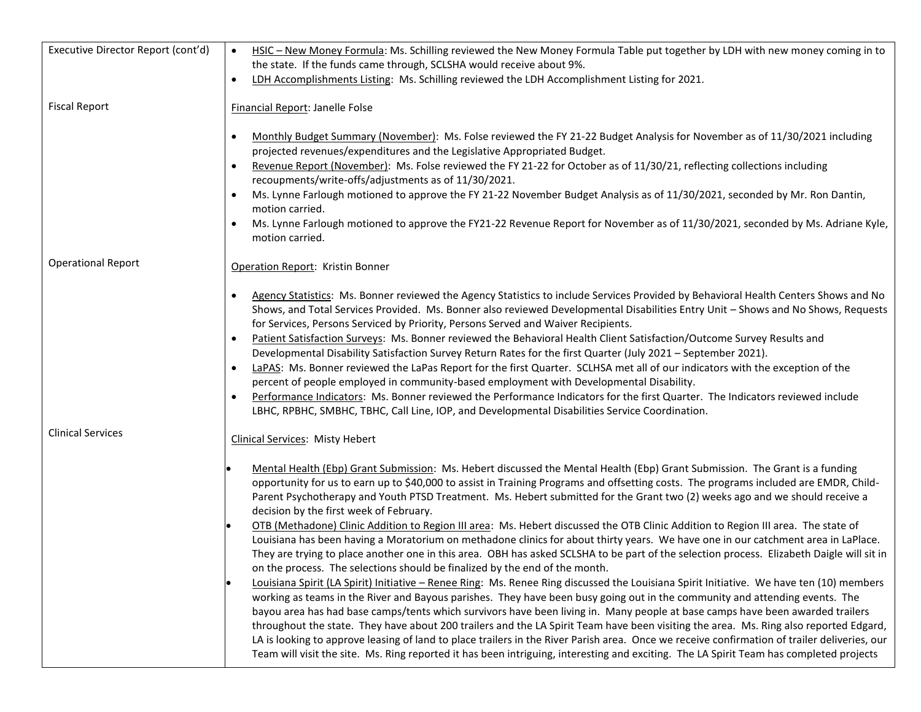| | |
|---|---|
| Executive Director Report (cont'd) | • HSIC – New Money Formula: Ms. Schilling reviewed the New Money Formula Table put together by LDH with new money coming in to the state. If the funds came through, SCLSHA would receive about 9%.<br>• LDH Accomplishments Listing: Ms. Schilling reviewed the LDH Accomplishment Listing for 2021. |
| Fiscal Report | Financial Report: Janelle Folse<br><br>• Monthly Budget Summary (November): Ms. Folse reviewed the FY 21-22 Budget Analysis for November as of 11/30/2021 including projected revenues/expenditures and the Legislative Appropriated Budget.<br>• Revenue Report (November): Ms. Folse reviewed the FY 21-22 for October as of 11/30/21, reflecting collections including recoupments/write-offs/adjustments as of 11/30/2021.<br>• Ms. Lynne Farlough motioned to approve the FY 21-22 November Budget Analysis as of 11/30/2021, seconded by Mr. Ron Dantin, motion carried.<br>• Ms. Lynne Farlough motioned to approve the FY21-22 Revenue Report for November as of 11/30/2021, seconded by Ms. Adriane Kyle, motion carried. |
| Operational Report | Operation Report: Kristin Bonner<br><br>• Agency Statistics: Ms. Bonner reviewed the Agency Statistics to include Services Provided by Behavioral Health Centers Shows and No Shows, and Total Services Provided. Ms. Bonner also reviewed Developmental Disabilities Entry Unit – Shows and No Shows, Requests for Services, Persons Serviced by Priority, Persons Served and Waiver Recipients.<br>• Patient Satisfaction Surveys: Ms. Bonner reviewed the Behavioral Health Client Satisfaction/Outcome Survey Results and Developmental Disability Satisfaction Survey Return Rates for the first Quarter (July 2021 – September 2021).<br>• LaPAS: Ms. Bonner reviewed the LaPas Report for the first Quarter. SCLHSA met all of our indicators with the exception of the percent of people employed in community-based employment with Developmental Disability.<br>• Performance Indicators: Ms. Bonner reviewed the Performance Indicators for the first Quarter. The Indicators reviewed include LBHC, RPBHC, SMBHC, TBHC, Call Line, IOP, and Developmental Disabilities Service Coordination. |
| Clinical Services | Clinical Services: Misty Hebert<br><br>• Mental Health (Ebp) Grant Submission: Ms. Hebert discussed the Mental Health (Ebp) Grant Submission. The Grant is a funding opportunity for us to earn up to $40,000 to assist in Training Programs and offsetting costs. The programs included are EMDR, Child-Parent Psychotherapy and Youth PTSD Treatment. Ms. Hebert submitted for the Grant two (2) weeks ago and we should receive a decision by the first week of February.<br>• OTB (Methadone) Clinic Addition to Region III area: Ms. Hebert discussed the OTB Clinic Addition to Region III area. The state of Louisiana has been having a Moratorium on methadone clinics for about thirty years. We have one in our catchment area in LaPlace. They are trying to place another one in this area. OBH has asked SCLSHA to be part of the selection process. Elizabeth Daigle will sit in on the process. The selections should be finalized by the end of the month.<br>• Louisiana Spirit (LA Spirit) Initiative – Renee Ring: Ms. Renee Ring discussed the Louisiana Spirit Initiative. We have ten (10) members working as teams in the River and Bayous parishes. They have been busy going out in the community and attending events. The bayou area has had base camps/tents which survivors have been living in. Many people at base camps have been awarded trailers throughout the state. They have about 200 trailers and the LA Spirit Team have been visiting the area. Ms. Ring also reported Edgard, LA is looking to approve leasing of land to place trailers in the River Parish area. Once we receive confirmation of trailer deliveries, our Team will visit the site. Ms. Ring reported it has been intriguing, interesting and exciting. The LA Spirit Team has completed projects |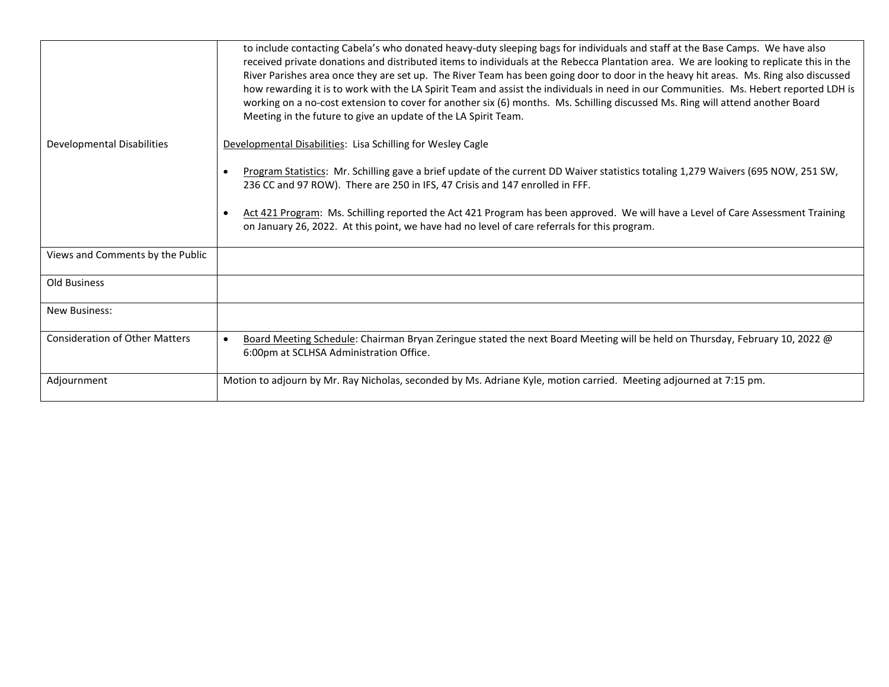| | |
|---|---|
| | to include contacting Cabela's who donated heavy-duty sleeping bags for individuals and staff at the Base Camps. We have also received private donations and distributed items to individuals at the Rebecca Plantation area. We are looking to replicate this in the River Parishes area once they are set up. The River Team has been going door to door in the heavy hit areas. Ms. Ring also discussed how rewarding it is to work with the LA Spirit Team and assist the individuals in need in our Communities. Ms. Hebert reported LDH is working on a no-cost extension to cover for another six (6) months. Ms. Schilling discussed Ms. Ring will attend another Board Meeting in the future to give an update of the LA Spirit Team. |
| Developmental Disabilities | Developmental Disabilities: Lisa Schilling for Wesley Cagle<br><br>• Program Statistics: Mr. Schilling gave a brief update of the current DD Waiver statistics totaling 1,279 Waivers (695 NOW, 251 SW, 236 CC and 97 ROW). There are 250 in IFS, 47 Crisis and 147 enrolled in FFF.<br><br>• Act 421 Program: Ms. Schilling reported the Act 421 Program has been approved. We will have a Level of Care Assessment Training on January 26, 2022. At this point, we have had no level of care referrals for this program. |
| Views and Comments by the Public | |
| Old Business | |
| New Business: | |
| Consideration of Other Matters | • Board Meeting Schedule: Chairman Bryan Zeringue stated the next Board Meeting will be held on Thursday, February 10, 2022 @ 6:00pm at SCLHSA Administration Office. |
| Adjournment | Motion to adjourn by Mr. Ray Nicholas, seconded by Ms. Adriane Kyle, motion carried. Meeting adjourned at 7:15 pm. |